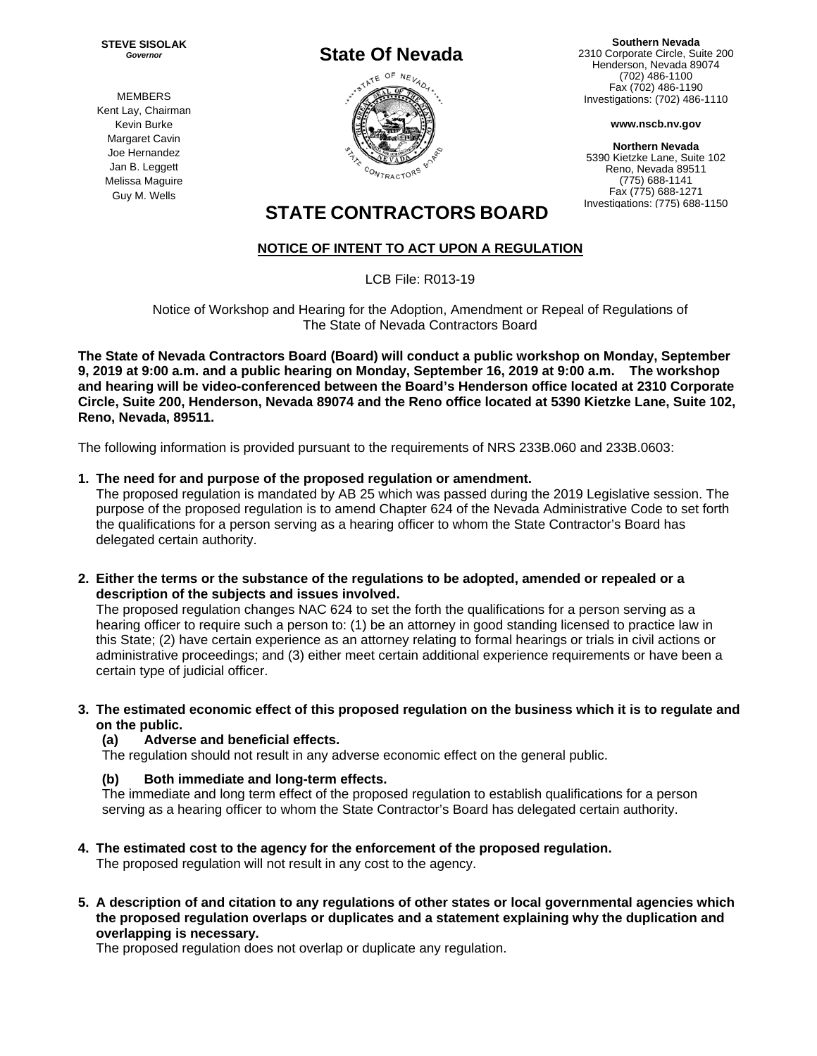**STEVE SISOLAK**
***Governor***

MEMBERS
Kent Lay, Chairman
Kevin Burke
Margaret Cavin
Joe Hernandez
Jan B. Leggett
Melissa Maguire
Guy M. Wells

# State Of Nevada

**Southern Nevada**
2310 Corporate Circle, Suite 200
Henderson, Nevada 89074
(702) 486-1100
Fax (702) 486-1190
Investigations: (702) 486-1110

**www.nscb.nv.gov**

**Northern Nevada**
5390 Kietzke Lane, Suite 102
Reno, Nevada 89511
(775) 688-1141
Fax (775) 688-1271
Investigations: (775) 688-1150

# STATE CONTRACTORS BOARD

## NOTICE OF INTENT TO ACT UPON A REGULATION

LCB File: R013-19

Notice of Workshop and Hearing for the Adoption, Amendment or Repeal of Regulations of The State of Nevada Contractors Board

**The State of Nevada Contractors Board (Board) will conduct a public workshop on Monday, September 9, 2019 at 9:00 a.m. and a public hearing on Monday, September 16, 2019 at 9:00 a.m. The workshop and hearing will be video-conferenced between the Board's Henderson office located at 2310 Corporate Circle, Suite 200, Henderson, Nevada 89074 and the Reno office located at 5390 Kietzke Lane, Suite 102, Reno, Nevada, 89511.**

The following information is provided pursuant to the requirements of NRS 233B.060 and 233B.0603:

1. **The need for and purpose of the proposed regulation or amendment.**
   The proposed regulation is mandated by AB 25 which was passed during the 2019 Legislative session. The purpose of the proposed regulation is to amend Chapter 624 of the Nevada Administrative Code to set forth the qualifications for a person serving as a hearing officer to whom the State Contractor's Board has delegated certain authority.

2. **Either the terms or the substance of the regulations to be adopted, amended or repealed or a description of the subjects and issues involved.**
   The proposed regulation changes NAC 624 to set the forth the qualifications for a person serving as a hearing officer to require such a person to: (1) be an attorney in good standing licensed to practice law in this State; (2) have certain experience as an attorney relating to formal hearings or trials in civil actions or administrative proceedings; and (3) either meet certain additional experience requirements or have been a certain type of judicial officer.

3. **The estimated economic effect of this proposed regulation on the business which it is to regulate and on the public.**
   **(a) Adverse and beneficial effects.**
   The regulation should not result in any adverse economic effect on the general public.

   **(b) Both immediate and long-term effects.**
   The immediate and long term effect of the proposed regulation to establish qualifications for a person serving as a hearing officer to whom the State Contractor's Board has delegated certain authority.

4. **The estimated cost to the agency for the enforcement of the proposed regulation.**
   The proposed regulation will not result in any cost to the agency.

5. **A description of and citation to any regulations of other states or local governmental agencies which the proposed regulation overlaps or duplicates and a statement explaining why the duplication and overlapping is necessary.**
   The proposed regulation does not overlap or duplicate any regulation.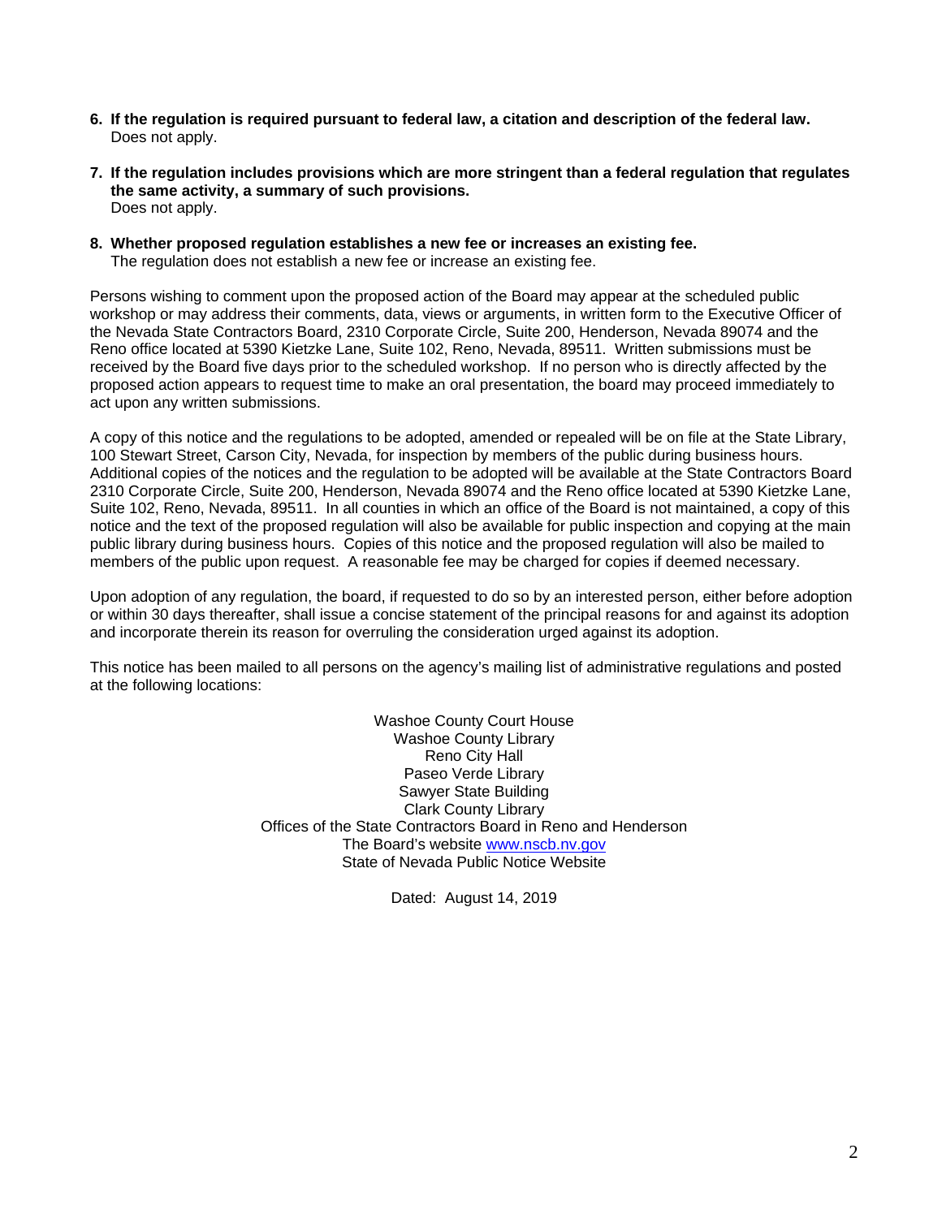**6. If the regulation is required pursuant to federal law, a citation and description of the federal law.**
Does not apply.

**7. If the regulation includes provisions which are more stringent than a federal regulation that regulates the same activity, a summary of such provisions.**
Does not apply.

**8. Whether proposed regulation establishes a new fee or increases an existing fee.**
The regulation does not establish a new fee or increase an existing fee.

Persons wishing to comment upon the proposed action of the Board may appear at the scheduled public workshop or may address their comments, data, views or arguments, in written form to the Executive Officer of the Nevada State Contractors Board, 2310 Corporate Circle, Suite 200, Henderson, Nevada 89074 and the Reno office located at 5390 Kietzke Lane, Suite 102, Reno, Nevada, 89511. Written submissions must be received by the Board five days prior to the scheduled workshop. If no person who is directly affected by the proposed action appears to request time to make an oral presentation, the board may proceed immediately to act upon any written submissions.

A copy of this notice and the regulations to be adopted, amended or repealed will be on file at the State Library, 100 Stewart Street, Carson City, Nevada, for inspection by members of the public during business hours. Additional copies of the notices and the regulation to be adopted will be available at the State Contractors Board 2310 Corporate Circle, Suite 200, Henderson, Nevada 89074 and the Reno office located at 5390 Kietzke Lane, Suite 102, Reno, Nevada, 89511. In all counties in which an office of the Board is not maintained, a copy of this notice and the text of the proposed regulation will also be available for public inspection and copying at the main public library during business hours. Copies of this notice and the proposed regulation will also be mailed to members of the public upon request. A reasonable fee may be charged for copies if deemed necessary.

Upon adoption of any regulation, the board, if requested to do so by an interested person, either before adoption or within 30 days thereafter, shall issue a concise statement of the principal reasons for and against its adoption and incorporate therein its reason for overruling the consideration urged against its adoption.

This notice has been mailed to all persons on the agency's mailing list of administrative regulations and posted at the following locations:

Washoe County Court House
Washoe County Library
Reno City Hall
Paseo Verde Library
Sawyer State Building
Clark County Library
Offices of the State Contractors Board in Reno and Henderson
The Board's website www.nscb.nv.gov
State of Nevada Public Notice Website

Dated: August 14, 2019